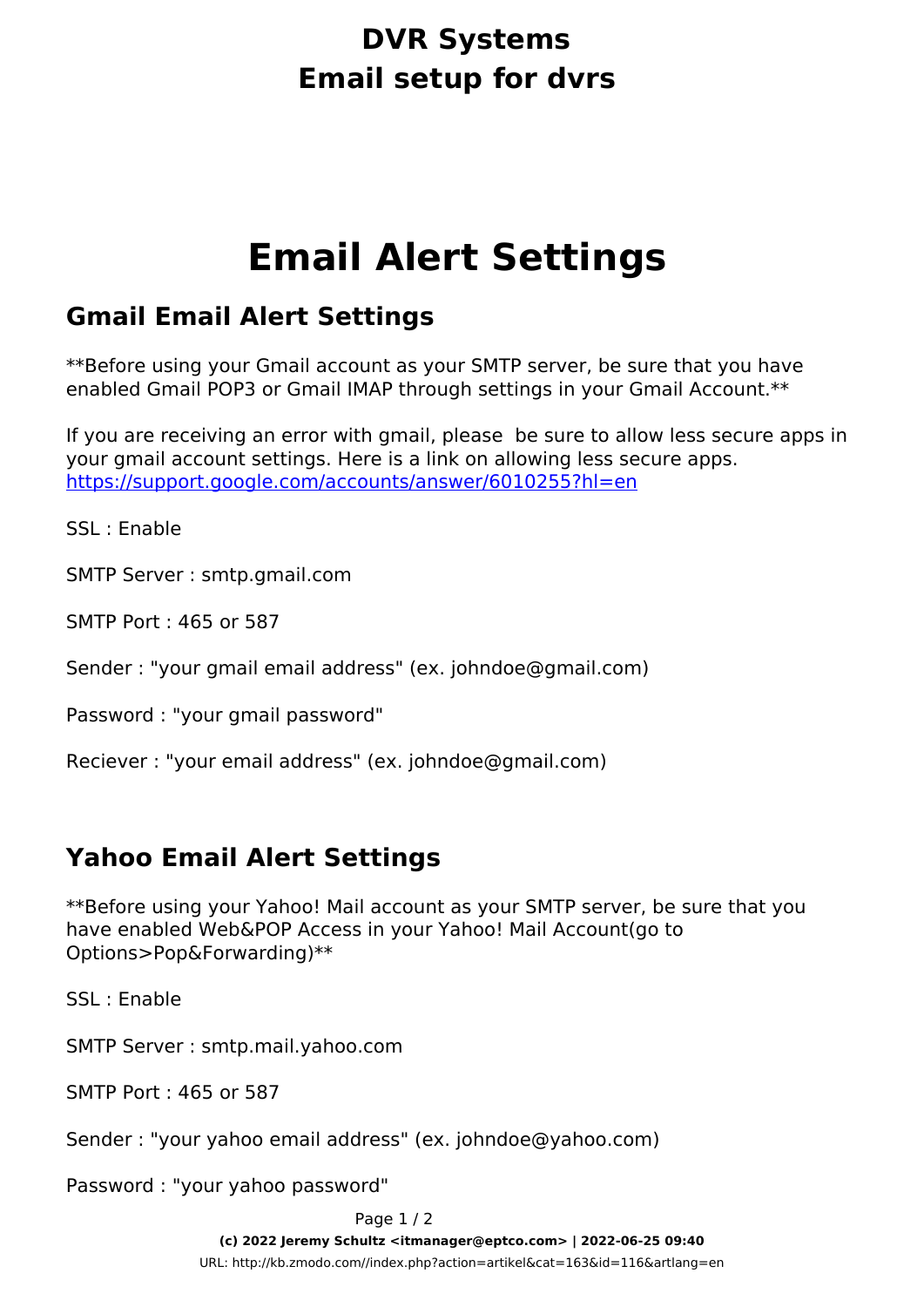# DVR Systems
# Email setup for dvrs

# Email Alert Settings

## Gmail Email Alert Settings

**Before using your Gmail account as your SMTP server, be sure that you have enabled Gmail POP3 or Gmail IMAP through settings in your Gmail Account.**

If you are receiving an error with gmail, please be sure to allow less secure apps in your gmail account settings. Here is a link on allowing less secure apps. [https://support.google.com/accounts/answer/6010255?hl=en](https://support.google.com/accounts/answer/6010255?hl=en)

SSL : Enable

SMTP Server : smtp.gmail.com

SMTP Port : 465 or 587

Sender : "your gmail email address" (ex. johndoe@gmail.com)

Password : "your gmail password"

Reciever : "your email address" (ex. johndoe@gmail.com)

## Yahoo Email Alert Settings

**Before using your Yahoo! Mail account as your SMTP server, be sure that you have enabled Web&POP Access in your Yahoo! Mail Account(go to Options>Pop&Forwarding)**

SSL : Enable

SMTP Server : smtp.mail.yahoo.com

SMTP Port : 465 or 587

Sender : "your yahoo email address" (ex. johndoe@yahoo.com)

Password : "your yahoo password"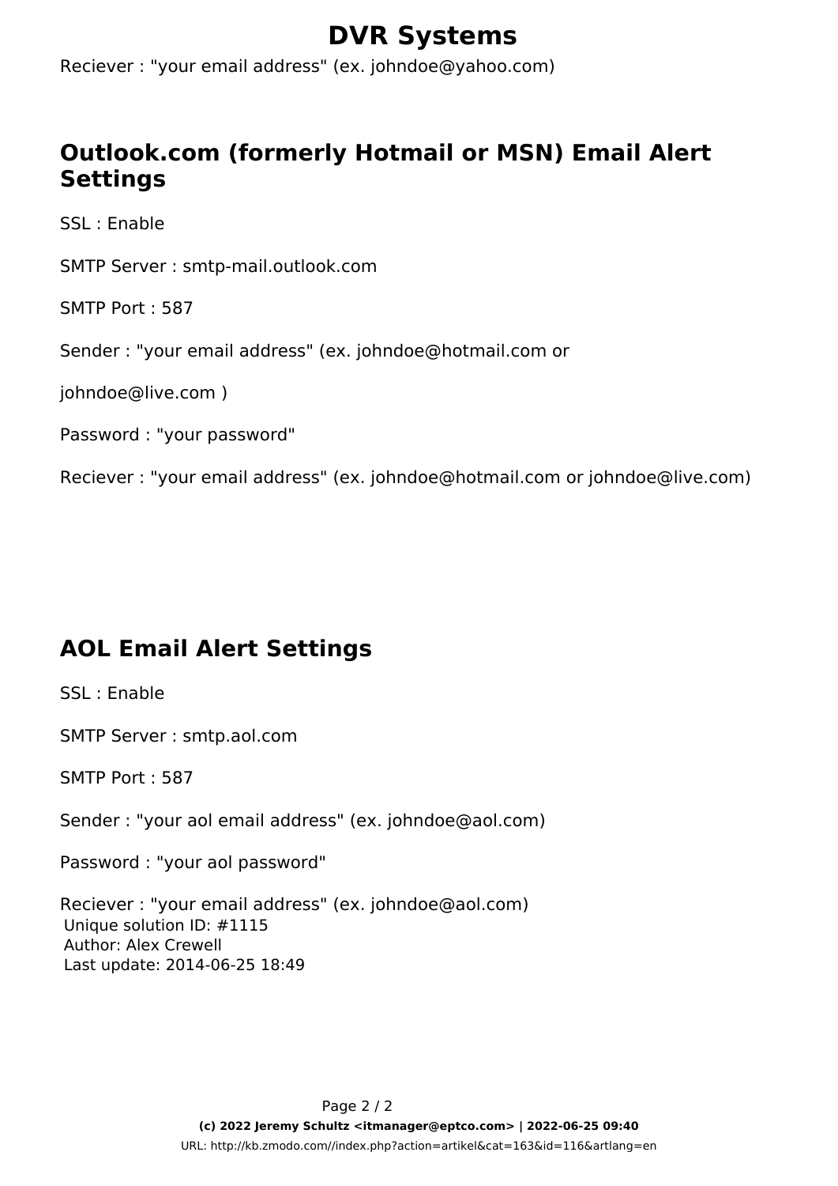Reciever : "your email address" (ex. johndoe@yahoo.com)

## Outlook.com (formerly Hotmail or MSN) Email Alert Settings

SSL : Enable

SMTP Server : smtp-mail.outlook.com

SMTP Port : 587

Sender : "your email address" (ex. johndoe@hotmail.com or

johndoe@live.com )

Password : "your password"

Reciever : "your email address" (ex. johndoe@hotmail.com or johndoe@live.com)

## AOL Email Alert Settings

SSL : Enable

SMTP Server : smtp.aol.com

SMTP Port : 587

Sender : "your aol email address" (ex. johndoe@aol.com)

Password : "your aol password"

Reciever : "your email address" (ex. johndoe@aol.com)

Unique solution ID: #1115
Author: Alex Crewell
Last update: 2014-06-25 18:49